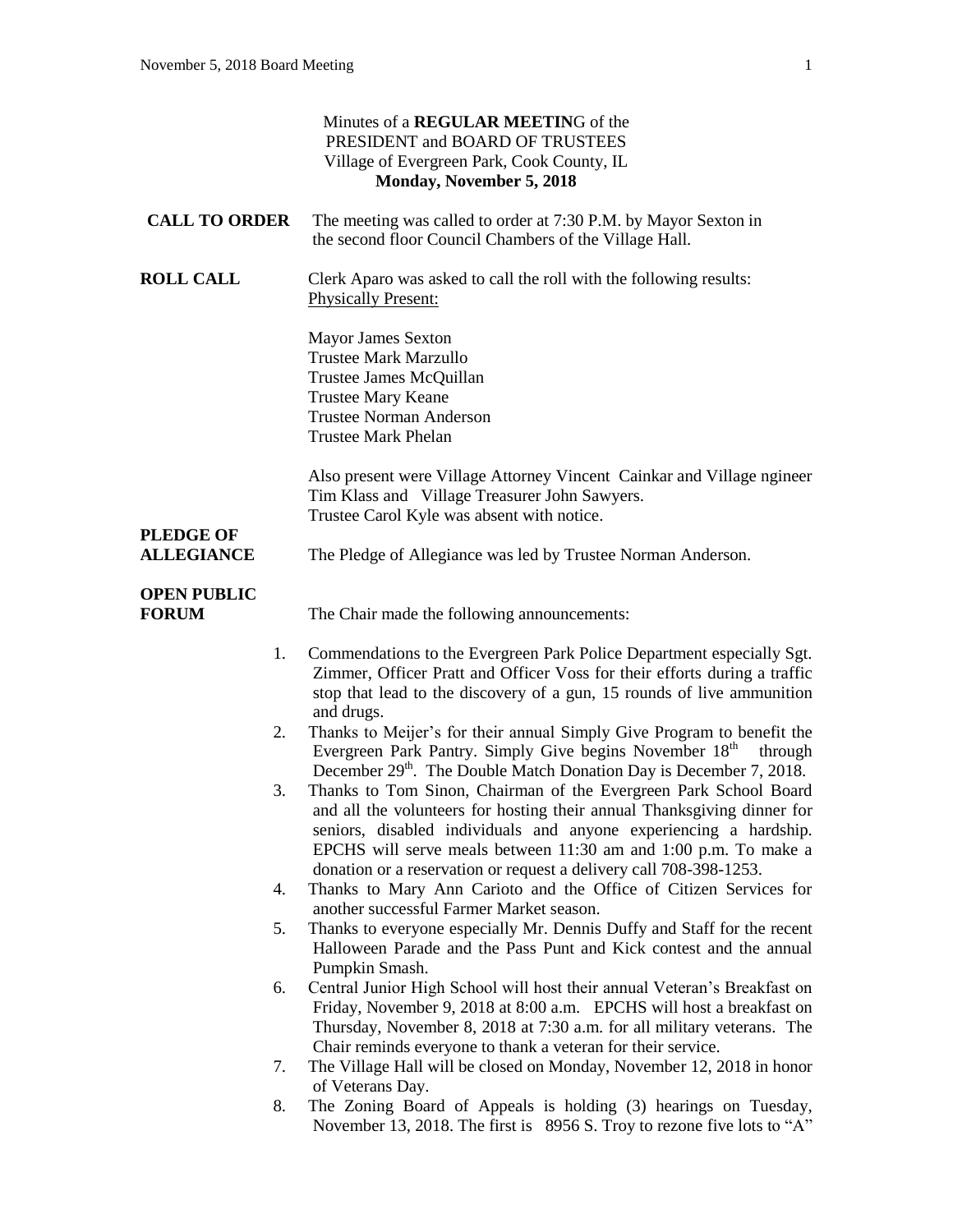Minutes of a **REGULAR MEETIN**G of the
PRESIDENT and BOARD OF TRUSTEES
Village of Evergreen Park, Cook County, IL
**Monday, November 5, 2018**

**CALL TO ORDER** The meeting was called to order at 7:30 P.M. by Mayor Sexton in the second floor Council Chambers of the Village Hall.

**ROLL CALL** Clerk Aparo was asked to call the roll with the following results:
Physically Present:

Mayor James Sexton
Trustee Mark Marzullo
Trustee James McQuillan
Trustee Mary Keane
Trustee Norman Anderson
Trustee Mark Phelan

Also present were Village Attorney Vincent Cainkar and Village ngineer Tim Klass and Village Treasurer John Sawyers.
Trustee Carol Kyle was absent with notice.

**PLEDGE OF ALLEGIANCE** The Pledge of Allegiance was led by Trustee Norman Anderson.

**OPEN PUBLIC FORUM** The Chair made the following announcements:

1. Commendations to the Evergreen Park Police Department especially Sgt. Zimmer, Officer Pratt and Officer Voss for their efforts during a traffic stop that lead to the discovery of a gun, 15 rounds of live ammunition and drugs.
2. Thanks to Meijer's for their annual Simply Give Program to benefit the Evergreen Park Pantry. Simply Give begins November 18th through December 29th. The Double Match Donation Day is December 7, 2018.
3. Thanks to Tom Sinon, Chairman of the Evergreen Park School Board and all the volunteers for hosting their annual Thanksgiving dinner for seniors, disabled individuals and anyone experiencing a hardship. EPCHS will serve meals between 11:30 am and 1:00 p.m. To make a donation or a reservation or request a delivery call 708-398-1253.
4. Thanks to Mary Ann Carioto and the Office of Citizen Services for another successful Farmer Market season.
5. Thanks to everyone especially Mr. Dennis Duffy and Staff for the recent Halloween Parade and the Pass Punt and Kick contest and the annual Pumpkin Smash.
6. Central Junior High School will host their annual Veteran's Breakfast on Friday, November 9, 2018 at 8:00 a.m. EPCHS will host a breakfast on Thursday, November 8, 2018 at 7:30 a.m. for all military veterans. The Chair reminds everyone to thank a veteran for their service.
7. The Village Hall will be closed on Monday, November 12, 2018 in honor of Veterans Day.
8. The Zoning Board of Appeals is holding (3) hearings on Tuesday, November 13, 2018. The first is 8956 S. Troy to rezone five lots to "A"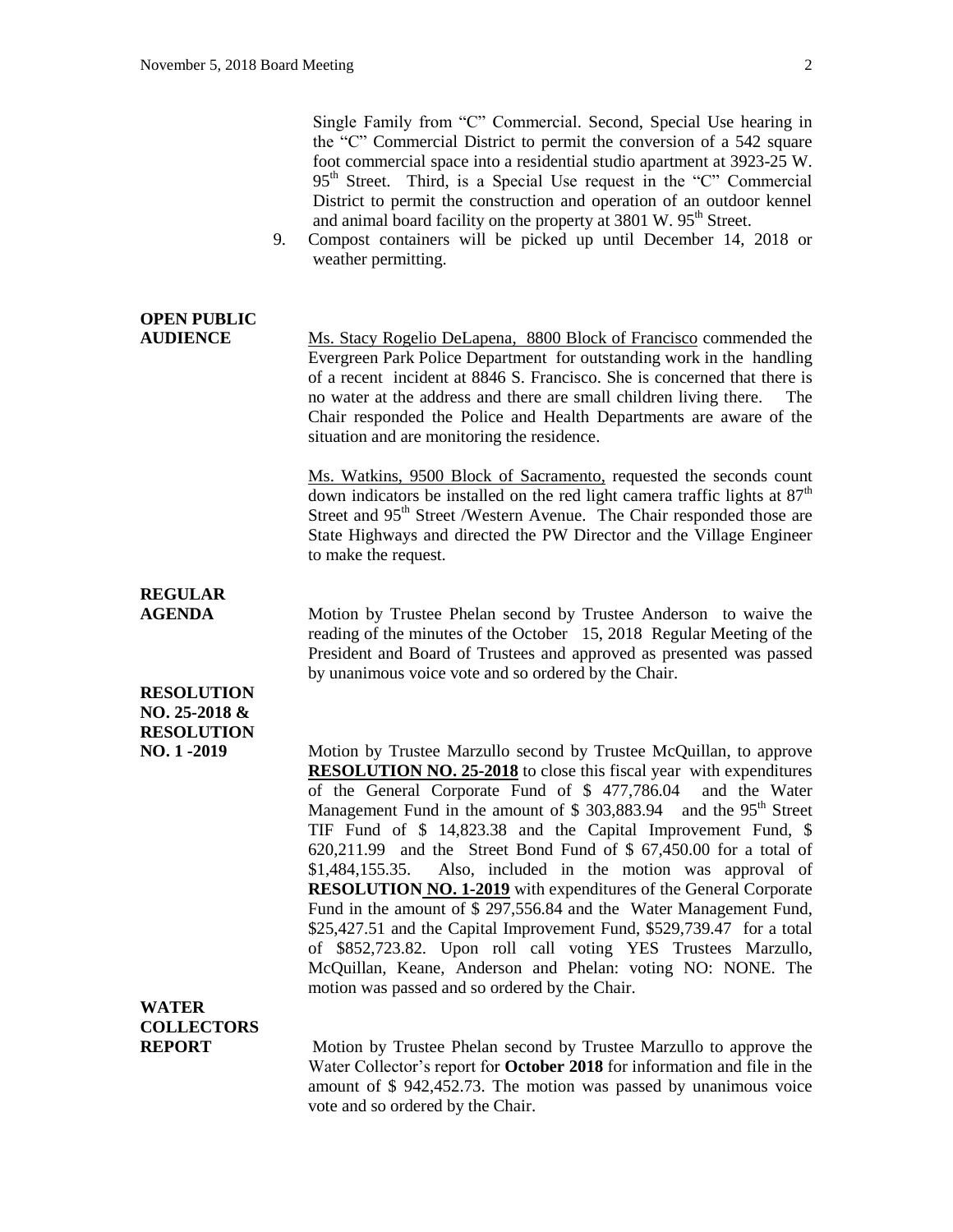Single Family from "C" Commercial. Second, Special Use hearing in the "C" Commercial District to permit the conversion of a 542 square foot commercial space into a residential studio apartment at 3923-25 W. 95th Street. Third, is a Special Use request in the "C" Commercial District to permit the construction and operation of an outdoor kennel and animal board facility on the property at 3801 W. 95th Street.

9. Compost containers will be picked up until December 14, 2018 or weather permitting.

**OPEN PUBLIC AUDIENCE**

Ms. Stacy Rogelio DeLapena, 8800 Block of Francisco commended the Evergreen Park Police Department for outstanding work in the handling of a recent incident at 8846 S. Francisco. She is concerned that there is no water at the address and there are small children living there. The Chair responded the Police and Health Departments are aware of the situation and are monitoring the residence.

Ms. Watkins, 9500 Block of Sacramento, requested the seconds count down indicators be installed on the red light camera traffic lights at 87th Street and 95th Street /Western Avenue. The Chair responded those are State Highways and directed the PW Director and the Village Engineer to make the request.

**REGULAR AGENDA**

Motion by Trustee Phelan second by Trustee Anderson to waive the reading of the minutes of the October 15, 2018 Regular Meeting of the President and Board of Trustees and approved as presented was passed by unanimous voice vote and so ordered by the Chair.

**RESOLUTION NO. 25-2018 & RESOLUTION NO. 1 -2019**

Motion by Trustee Marzullo second by Trustee McQuillan, to approve **RESOLUTION NO. 25-2018** to close this fiscal year with expenditures of the General Corporate Fund of $ 477,786.04 and the Water Management Fund in the amount of $ 303,883.94 and the 95th Street TIF Fund of $ 14,823.38 and the Capital Improvement Fund, $ 620,211.99 and the Street Bond Fund of $ 67,450.00 for a total of $1,484,155.35. Also, included in the motion was approval of **RESOLUTION NO. 1-2019** with expenditures of the General Corporate Fund in the amount of $ 297,556.84 and the Water Management Fund, $25,427.51 and the Capital Improvement Fund, $529,739.47 for a total of $852,723.82. Upon roll call voting YES Trustees Marzullo, McQuillan, Keane, Anderson and Phelan: voting NO: NONE. The motion was passed and so ordered by the Chair.

**WATER COLLECTORS REPORT**

Motion by Trustee Phelan second by Trustee Marzullo to approve the Water Collector's report for **October 2018** for information and file in the amount of $ 942,452.73. The motion was passed by unanimous voice vote and so ordered by the Chair.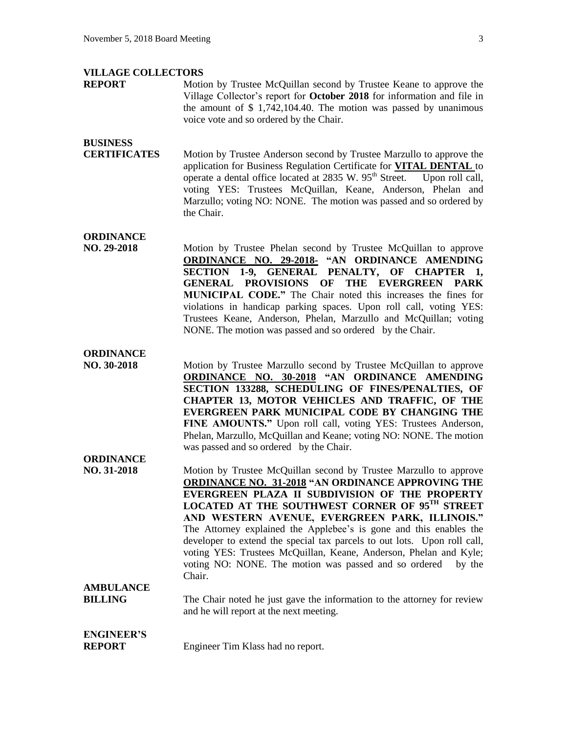**VILLAGE COLLECTORS REPORT**

Motion by Trustee McQuillan second by Trustee Keane to approve the Village Collector's report for **October 2018** for information and file in the amount of $ 1,742,104.40. The motion was passed by unanimous voice vote and so ordered by the Chair.

**BUSINESS CERTIFICATES**

Motion by Trustee Anderson second by Trustee Marzullo to approve the application for Business Regulation Certificate for **VITAL DENTAL** to operate a dental office located at 2835 W. 95th Street. Upon roll call, voting YES: Trustees McQuillan, Keane, Anderson, Phelan and Marzullo; voting NO: NONE. The motion was passed and so ordered by the Chair.

**ORDINANCE NO. 29-2018**

Motion by Trustee Phelan second by Trustee McQuillan to approve **ORDINANCE NO. 29-2018- "AN ORDINANCE AMENDING SECTION 1-9, GENERAL PENALTY, OF CHAPTER 1, GENERAL PROVISIONS OF THE EVERGREEN PARK MUNICIPAL CODE."** The Chair noted this increases the fines for violations in handicap parking spaces. Upon roll call, voting YES: Trustees Keane, Anderson, Phelan, Marzullo and McQuillan; voting NONE. The motion was passed and so ordered by the Chair.

**ORDINANCE NO. 30-2018**

Motion by Trustee Marzullo second by Trustee McQuillan to approve **ORDINANCE NO. 30-2018 "AN ORDINANCE AMENDING SECTION 133288, SCHEDULING OF FINES/PENALTIES, OF CHAPTER 13, MOTOR VEHICLES AND TRAFFIC, OF THE EVERGREEN PARK MUNICIPAL CODE BY CHANGING THE FINE AMOUNTS."** Upon roll call, voting YES: Trustees Anderson, Phelan, Marzullo, McQuillan and Keane; voting NO: NONE. The motion was passed and so ordered by the Chair.

**ORDINANCE NO. 31-2018**

Motion by Trustee McQuillan second by Trustee Marzullo to approve **ORDINANCE NO. 31-2018 "AN ORDINANCE APPROVING THE EVERGREEN PLAZA II SUBDIVISION OF THE PROPERTY LOCATED AT THE SOUTHWEST CORNER OF 95TH STREET AND WESTERN AVENUE, EVERGREEN PARK, ILLINOIS."** The Attorney explained the Applebee's is gone and this enables the developer to extend the special tax parcels to out lots. Upon roll call, voting YES: Trustees McQuillan, Keane, Anderson, Phelan and Kyle; voting NO: NONE. The motion was passed and so ordered by the Chair.

**AMBULANCE BILLING**

The Chair noted he just gave the information to the attorney for review and he will report at the next meeting.

**ENGINEER'S REPORT**

Engineer Tim Klass had no report.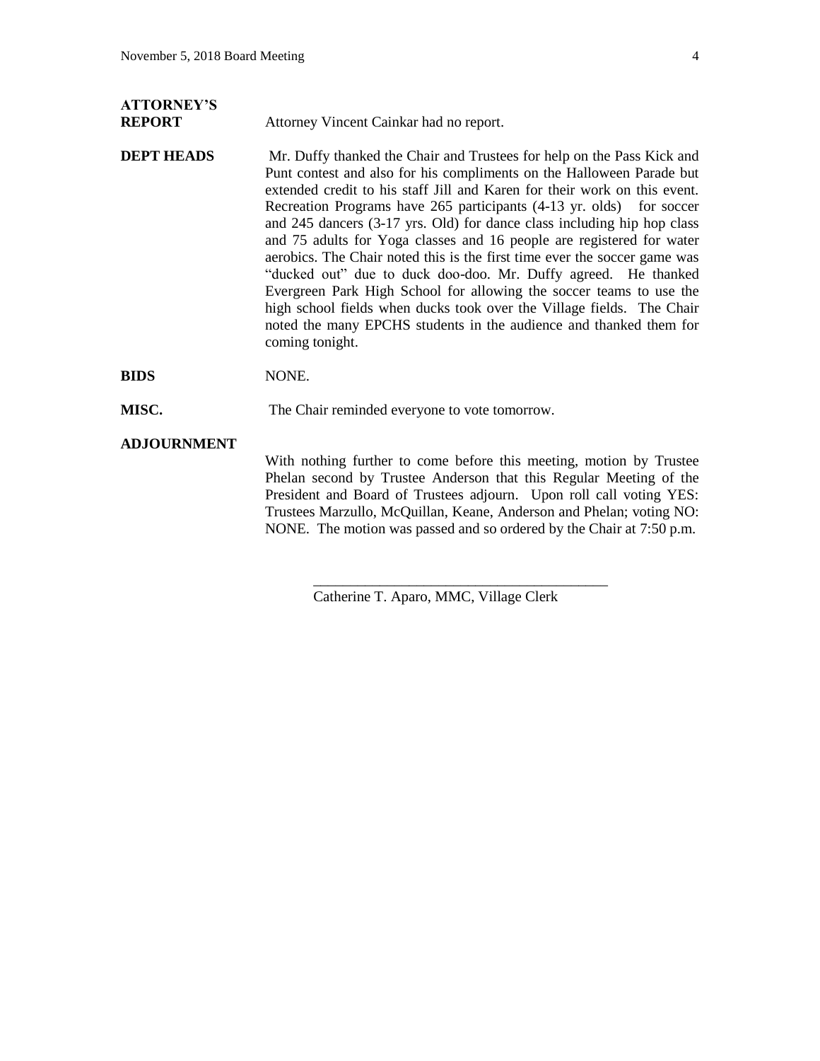**ATTORNEY'S REPORT** Attorney Vincent Cainkar had no report.

**DEPT HEADS** Mr. Duffy thanked the Chair and Trustees for help on the Pass Kick and Punt contest and also for his compliments on the Halloween Parade but extended credit to his staff Jill and Karen for their work on this event. Recreation Programs have 265 participants (4-13 yr. olds) for soccer and 245 dancers (3-17 yrs. Old) for dance class including hip hop class and 75 adults for Yoga classes and 16 people are registered for water aerobics. The Chair noted this is the first time ever the soccer game was "ducked out" due to duck doo-doo. Mr. Duffy agreed. He thanked Evergreen Park High School for allowing the soccer teams to use the high school fields when ducks took over the Village fields. The Chair noted the many EPCHS students in the audience and thanked them for coming tonight.

**BIDS** NONE.

**MISC.** The Chair reminded everyone to vote tomorrow.

**ADJOURNMENT**

With nothing further to come before this meeting, motion by Trustee Phelan second by Trustee Anderson that this Regular Meeting of the President and Board of Trustees adjourn. Upon roll call voting YES: Trustees Marzullo, McQuillan, Keane, Anderson and Phelan; voting NO: NONE. The motion was passed and so ordered by the Chair at 7:50 p.m.

\_\_\_\_\_\_\_\_\_\_\_\_\_\_\_\_\_\_\_\_\_\_\_\_\_\_\_\_\_\_\_\_\_\_\_\_\_\_\_\_

Catherine T. Aparo, MMC, Village Clerk